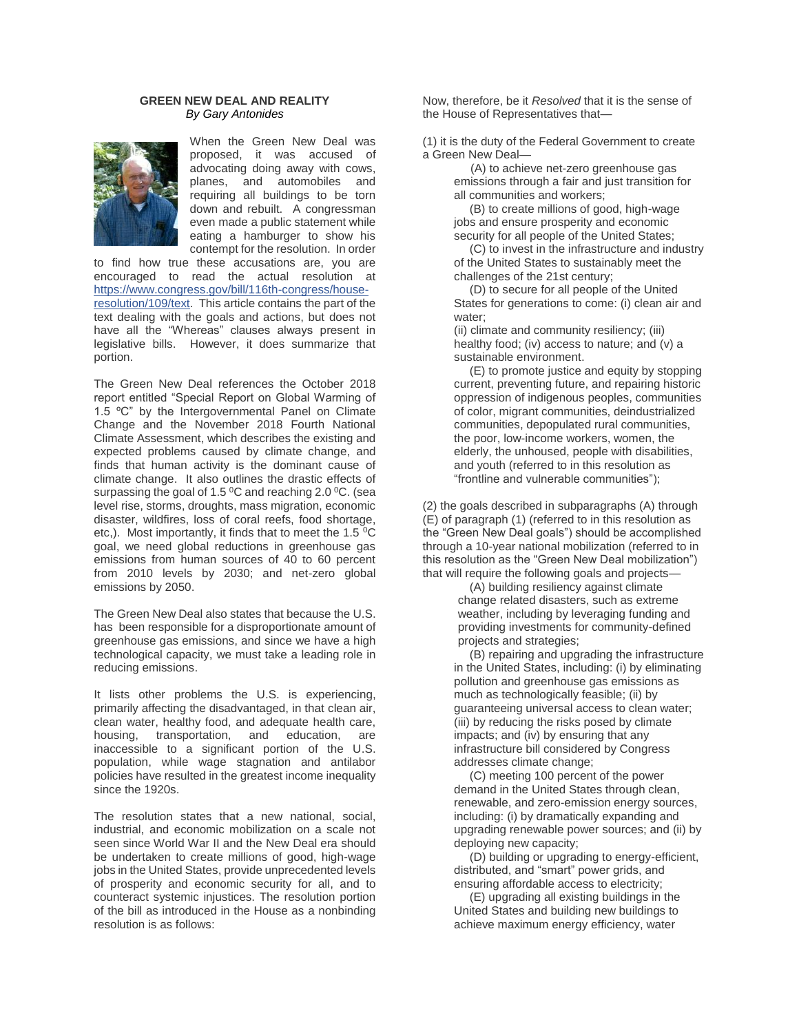**GREEN NEW DEAL AND REALITY**
*By Gary Antonides*

When the Green New Deal was proposed, it was accused of advocating doing away with cows, planes, and automobiles and requiring all buildings to be torn down and rebuilt. A congressman even made a public statement while eating a hamburger to show his contempt for the resolution. In order to find how true these accusations are, you are encouraged to read the actual resolution at https://www.congress.gov/bill/116th-congress/house-resolution/109/text. This article contains the part of the text dealing with the goals and actions, but does not have all the "Whereas" clauses always present in legislative bills. However, it does summarize that portion.

The Green New Deal references the October 2018 report entitled "Special Report on Global Warming of 1.5 ºC" by the Intergovernmental Panel on Climate Change and the November 2018 Fourth National Climate Assessment, which describes the existing and expected problems caused by climate change, and finds that human activity is the dominant cause of climate change. It also outlines the drastic effects of surpassing the goal of 1.5 $^0$C and reaching 2.0 $^0$C. (sea level rise, storms, droughts, mass migration, economic disaster, wildfires, loss of coral reefs, food shortage, etc,). Most importantly, it finds that to meet the 1.5 $^0$C goal, we need global reductions in greenhouse gas emissions from human sources of 40 to 60 percent from 2010 levels by 2030; and net-zero global emissions by 2050.

The Green New Deal also states that because the U.S. has been responsible for a disproportionate amount of greenhouse gas emissions, and since we have a high technological capacity, we must take a leading role in reducing emissions.

It lists other problems the U.S. is experiencing, primarily affecting the disadvantaged, in that clean air, clean water, healthy food, and adequate health care, housing, transportation, and education, are inaccessible to a significant portion of the U.S. population, while wage stagnation and antilabor policies have resulted in the greatest income inequality since the 1920s.

The resolution states that a new national, social, industrial, and economic mobilization on a scale not seen since World War II and the New Deal era should be undertaken to create millions of good, high-wage jobs in the United States, provide unprecedented levels of prosperity and economic security for all, and to counteract systemic injustices. The resolution portion of the bill as introduced in the House as a nonbinding resolution is as follows:

Now, therefore, be it *Resolved* that it is the sense of the House of Representatives that—

(1) it is the duty of the Federal Government to create a Green New Deal—

(A) to achieve net-zero greenhouse gas emissions through a fair and just transition for all communities and workers;

(B) to create millions of good, high-wage jobs and ensure prosperity and economic security for all people of the United States;

(C) to invest in the infrastructure and industry of the United States to sustainably meet the challenges of the 21st century;

(D) to secure for all people of the United States for generations to come: (i) clean air and water;
(ii) climate and community resiliency; (iii) healthy food; (iv) access to nature; and (v) a sustainable environment.

(E) to promote justice and equity by stopping current, preventing future, and repairing historic oppression of indigenous peoples, communities of color, migrant communities, deindustrialized communities, depopulated rural communities, the poor, low-income workers, women, the elderly, the unhoused, people with disabilities, and youth (referred to in this resolution as "frontline and vulnerable communities");

(2) the goals described in subparagraphs (A) through (E) of paragraph (1) (referred to in this resolution as the "Green New Deal goals") should be accomplished through a 10-year national mobilization (referred to in this resolution as the "Green New Deal mobilization") that will require the following goals and projects—

(A) building resiliency against climate change related disasters, such as extreme weather, including by leveraging funding and providing investments for community-defined projects and strategies;

(B) repairing and upgrading the infrastructure in the United States, including: (i) by eliminating pollution and greenhouse gas emissions as much as technologically feasible; (ii) by guaranteeing universal access to clean water; (iii) by reducing the risks posed by climate impacts; and (iv) by ensuring that any infrastructure bill considered by Congress addresses climate change;

(C) meeting 100 percent of the power demand in the United States through clean, renewable, and zero-emission energy sources, including: (i) by dramatically expanding and upgrading renewable power sources; and (ii) by deploying new capacity;

(D) building or upgrading to energy-efficient, distributed, and "smart" power grids, and ensuring affordable access to electricity;

(E) upgrading all existing buildings in the United States and building new buildings to achieve maximum energy efficiency, water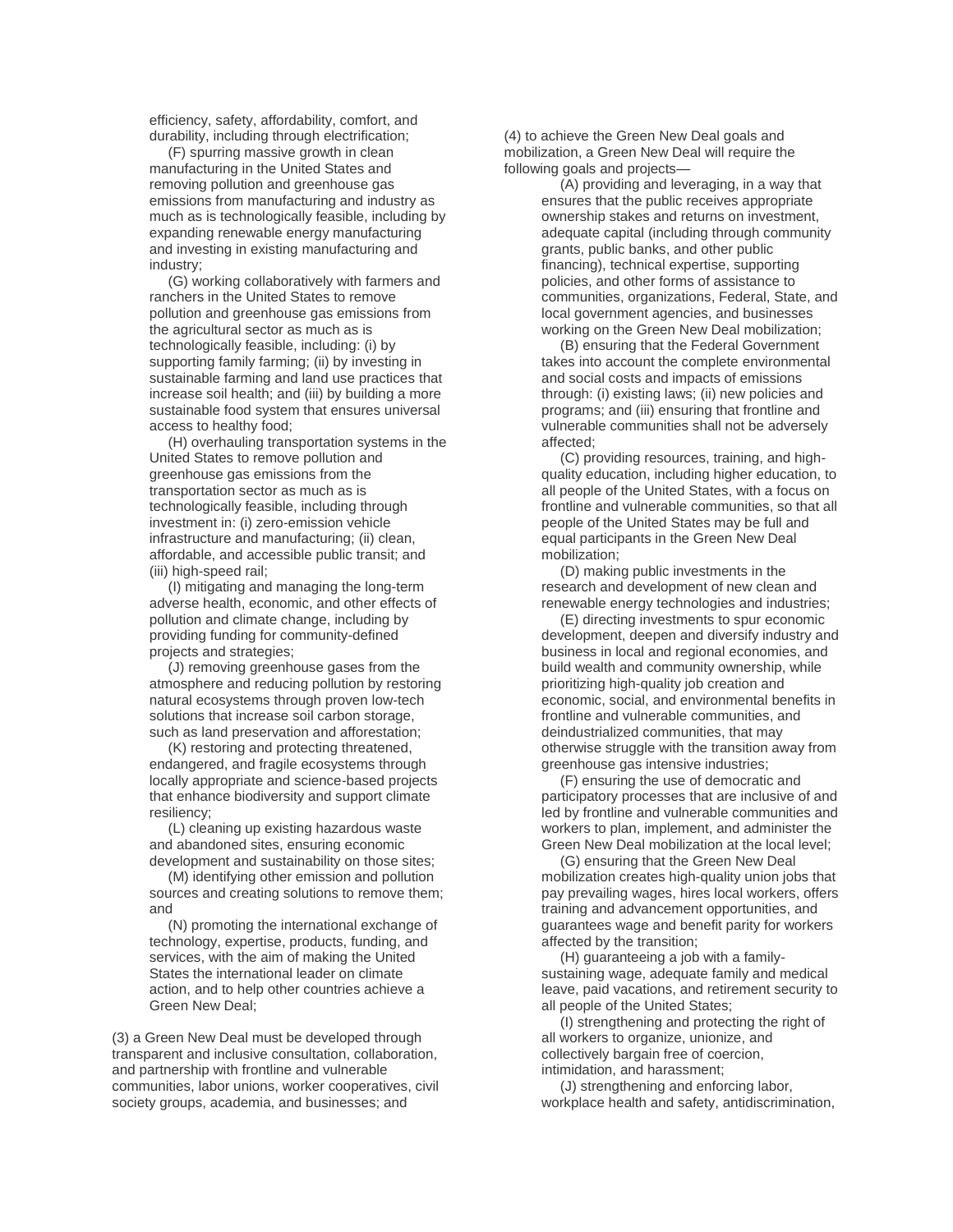efficiency, safety, affordability, comfort, and durability, including through electrification;

(F) spurring massive growth in clean manufacturing in the United States and removing pollution and greenhouse gas emissions from manufacturing and industry as much as is technologically feasible, including by expanding renewable energy manufacturing and investing in existing manufacturing and industry;

(G) working collaboratively with farmers and ranchers in the United States to remove pollution and greenhouse gas emissions from the agricultural sector as much as is technologically feasible, including: (i) by supporting family farming; (ii) by investing in sustainable farming and land use practices that increase soil health; and (iii) by building a more sustainable food system that ensures universal access to healthy food;

(H) overhauling transportation systems in the United States to remove pollution and greenhouse gas emissions from the transportation sector as much as is technologically feasible, including through investment in: (i) zero-emission vehicle infrastructure and manufacturing; (ii) clean, affordable, and accessible public transit; and (iii) high-speed rail;

(I) mitigating and managing the long-term adverse health, economic, and other effects of pollution and climate change, including by providing funding for community-defined projects and strategies;

(J) removing greenhouse gases from the atmosphere and reducing pollution by restoring natural ecosystems through proven low-tech solutions that increase soil carbon storage, such as land preservation and afforestation;

(K) restoring and protecting threatened, endangered, and fragile ecosystems through locally appropriate and science-based projects that enhance biodiversity and support climate resiliency;

(L) cleaning up existing hazardous waste and abandoned sites, ensuring economic development and sustainability on those sites;

(M) identifying other emission and pollution sources and creating solutions to remove them; and

(N) promoting the international exchange of technology, expertise, products, funding, and services, with the aim of making the United States the international leader on climate action, and to help other countries achieve a Green New Deal;

(3) a Green New Deal must be developed through transparent and inclusive consultation, collaboration, and partnership with frontline and vulnerable communities, labor unions, worker cooperatives, civil society groups, academia, and businesses; and

(4) to achieve the Green New Deal goals and mobilization, a Green New Deal will require the following goals and projects—

(A) providing and leveraging, in a way that ensures that the public receives appropriate ownership stakes and returns on investment, adequate capital (including through community grants, public banks, and other public financing), technical expertise, supporting policies, and other forms of assistance to communities, organizations, Federal, State, and local government agencies, and businesses working on the Green New Deal mobilization;

(B) ensuring that the Federal Government takes into account the complete environmental and social costs and impacts of emissions through: (i) existing laws; (ii) new policies and programs; and (iii) ensuring that frontline and vulnerable communities shall not be adversely affected;

(C) providing resources, training, and high-quality education, including higher education, to all people of the United States, with a focus on frontline and vulnerable communities, so that all people of the United States may be full and equal participants in the Green New Deal mobilization;

(D) making public investments in the research and development of new clean and renewable energy technologies and industries;

(E) directing investments to spur economic development, deepen and diversify industry and business in local and regional economies, and build wealth and community ownership, while prioritizing high-quality job creation and economic, social, and environmental benefits in frontline and vulnerable communities, and deindustrialized communities, that may otherwise struggle with the transition away from greenhouse gas intensive industries;

(F) ensuring the use of democratic and participatory processes that are inclusive of and led by frontline and vulnerable communities and workers to plan, implement, and administer the Green New Deal mobilization at the local level;

(G) ensuring that the Green New Deal mobilization creates high-quality union jobs that pay prevailing wages, hires local workers, offers training and advancement opportunities, and guarantees wage and benefit parity for workers affected by the transition;

(H) guaranteeing a job with a family-sustaining wage, adequate family and medical leave, paid vacations, and retirement security to all people of the United States;

(I) strengthening and protecting the right of all workers to organize, unionize, and collectively bargain free of coercion, intimidation, and harassment;

(J) strengthening and enforcing labor, workplace health and safety, antidiscrimination,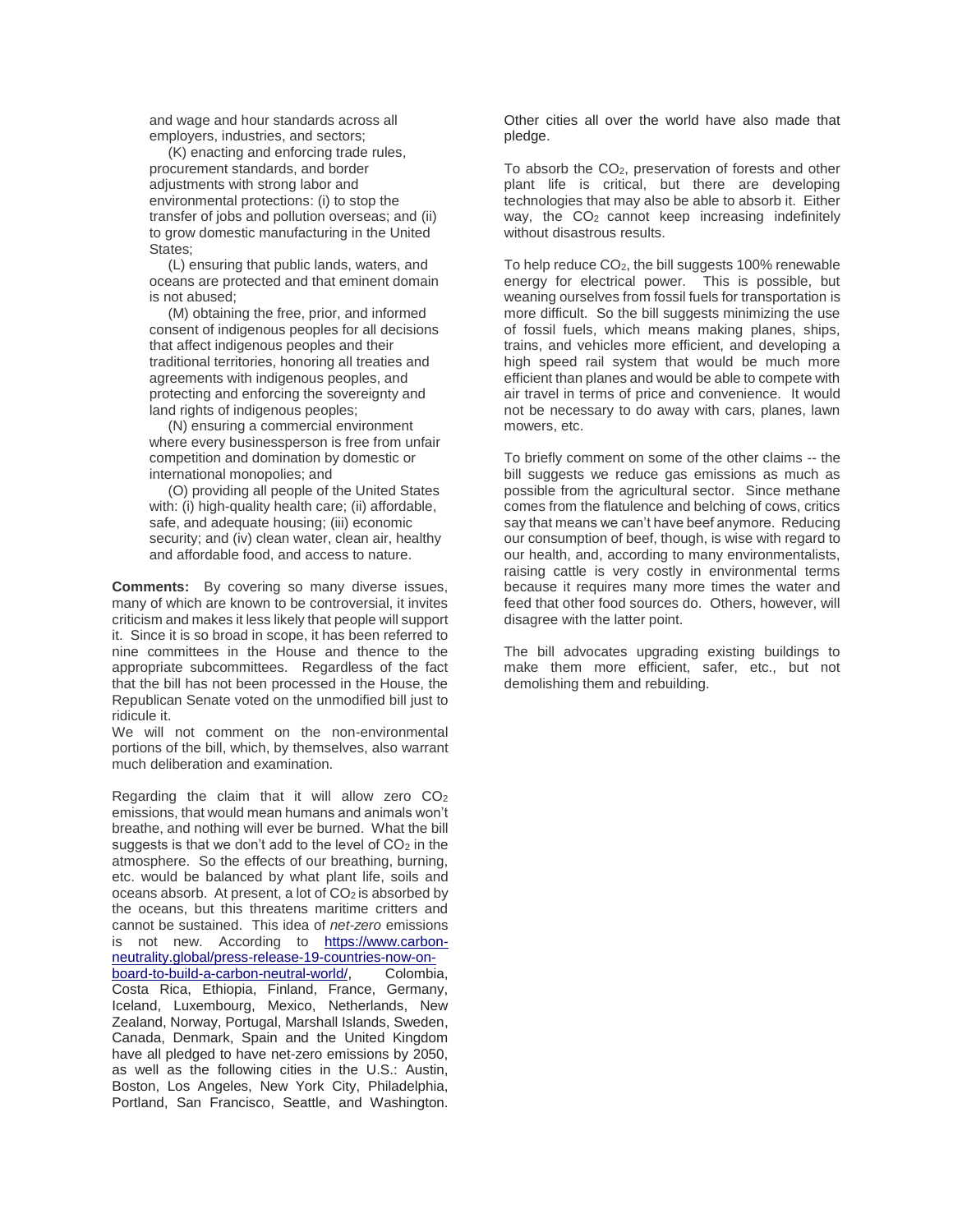and wage and hour standards across all employers, industries, and sectors;

(K) enacting and enforcing trade rules, procurement standards, and border adjustments with strong labor and environmental protections: (i) to stop the transfer of jobs and pollution overseas; and (ii) to grow domestic manufacturing in the United States;

(L) ensuring that public lands, waters, and oceans are protected and that eminent domain is not abused;

(M) obtaining the free, prior, and informed consent of indigenous peoples for all decisions that affect indigenous peoples and their traditional territories, honoring all treaties and agreements with indigenous peoples, and protecting and enforcing the sovereignty and land rights of indigenous peoples;

(N) ensuring a commercial environment where every businessperson is free from unfair competition and domination by domestic or international monopolies; and

(O) providing all people of the United States with: (i) high-quality health care; (ii) affordable, safe, and adequate housing; (iii) economic security; and (iv) clean water, clean air, healthy and affordable food, and access to nature.

**Comments:** By covering so many diverse issues, many of which are known to be controversial, it invites criticism and makes it less likely that people will support it. Since it is so broad in scope, it has been referred to nine committees in the House and thence to the appropriate subcommittees. Regardless of the fact that the bill has not been processed in the House, the Republican Senate voted on the unmodified bill just to ridicule it.

We will not comment on the non-environmental portions of the bill, which, by themselves, also warrant much deliberation and examination.

Regarding the claim that it will allow zero $CO_2$ emissions, that would mean humans and animals won't breathe, and nothing will ever be burned. What the bill suggests is that we don't add to the level of $CO_2$ in the atmosphere. So the effects of our breathing, burning, etc. would be balanced by what plant life, soils and oceans absorb. At present, a lot of $CO_2$ is absorbed by the oceans, but this threatens maritime critters and cannot be sustained. This idea of *net-zero* emissions is not new. According to https://www.carbon-neutrality.global/press-release-19-countries-now-on-board-to-build-a-carbon-neutral-world/, Colombia, Costa Rica, Ethiopia, Finland, France, Germany, Iceland, Luxembourg, Mexico, Netherlands, New Zealand, Norway, Portugal, Marshall Islands, Sweden, Canada, Denmark, Spain and the United Kingdom have all pledged to have net-zero emissions by 2050, as well as the following cities in the U.S.: Austin, Boston, Los Angeles, New York City, Philadelphia, Portland, San Francisco, Seattle, and Washington. Other cities all over the world have also made that pledge.

To absorb the $CO_2$, preservation of forests and other plant life is critical, but there are developing technologies that may also be able to absorb it. Either way, the $CO_2$ cannot keep increasing indefinitely without disastrous results.

To help reduce $CO_2$, the bill suggests 100% renewable energy for electrical power. This is possible, but weaning ourselves from fossil fuels for transportation is more difficult. So the bill suggests minimizing the use of fossil fuels, which means making planes, ships, trains, and vehicles more efficient, and developing a high speed rail system that would be much more efficient than planes and would be able to compete with air travel in terms of price and convenience. It would not be necessary to do away with cars, planes, lawn mowers, etc.

To briefly comment on some of the other claims -- the bill suggests we reduce gas emissions as much as possible from the agricultural sector. Since methane comes from the flatulence and belching of cows, critics say that means we can't have beef anymore. Reducing our consumption of beef, though, is wise with regard to our health, and, according to many environmentalists, raising cattle is very costly in environmental terms because it requires many more times the water and feed that other food sources do. Others, however, will disagree with the latter point.

The bill advocates upgrading existing buildings to make them more efficient, safer, etc., but not demolishing them and rebuilding.